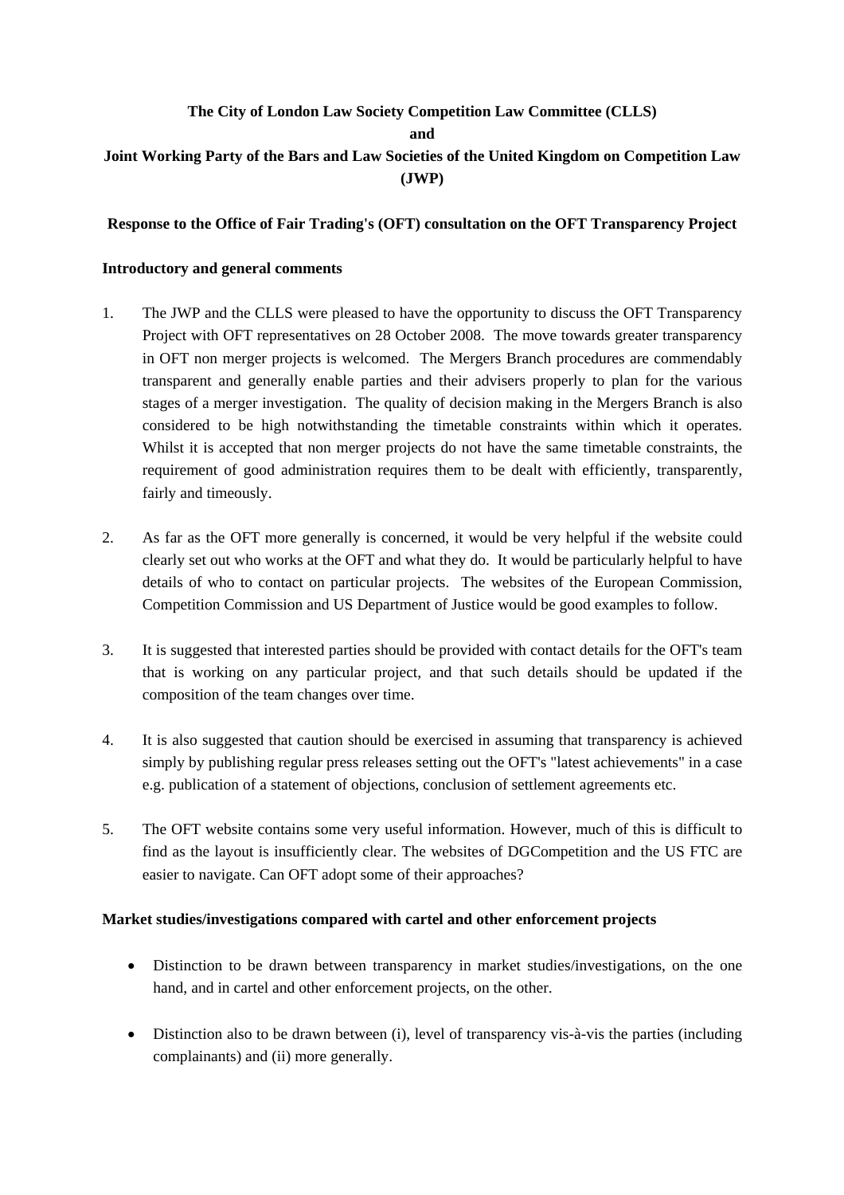**The City of London Law Society Competition Law Committee (CLLS)**

**and**

**Joint Working Party of the Bars and Law Societies of the United Kingdom on Competition Law (JWP)**

**Response to the Office of Fair Trading's (OFT) consultation on the OFT Transparency Project**

**Introductory and general comments**

1. The JWP and the CLLS were pleased to have the opportunity to discuss the OFT Transparency Project with OFT representatives on 28 October 2008. The move towards greater transparency in OFT non merger projects is welcomed. The Mergers Branch procedures are commendably transparent and generally enable parties and their advisers properly to plan for the various stages of a merger investigation. The quality of decision making in the Mergers Branch is also considered to be high notwithstanding the timetable constraints within which it operates. Whilst it is accepted that non merger projects do not have the same timetable constraints, the requirement of good administration requires them to be dealt with efficiently, transparently, fairly and timeously.

2. As far as the OFT more generally is concerned, it would be very helpful if the website could clearly set out who works at the OFT and what they do. It would be particularly helpful to have details of who to contact on particular projects. The websites of the European Commission, Competition Commission and US Department of Justice would be good examples to follow.

3. It is suggested that interested parties should be provided with contact details for the OFT's team that is working on any particular project, and that such details should be updated if the composition of the team changes over time.

4. It is also suggested that caution should be exercised in assuming that transparency is achieved simply by publishing regular press releases setting out the OFT's "latest achievements" in a case e.g. publication of a statement of objections, conclusion of settlement agreements etc.

5. The OFT website contains some very useful information. However, much of this is difficult to find as the layout is insufficiently clear. The websites of DGCompetition and the US FTC are easier to navigate. Can OFT adopt some of their approaches?

**Market studies/investigations compared with cartel and other enforcement projects**

- Distinction to be drawn between transparency in market studies/investigations, on the one hand, and in cartel and other enforcement projects, on the other.

- Distinction also to be drawn between (i), level of transparency vis-à-vis the parties (including complainants) and (ii) more generally.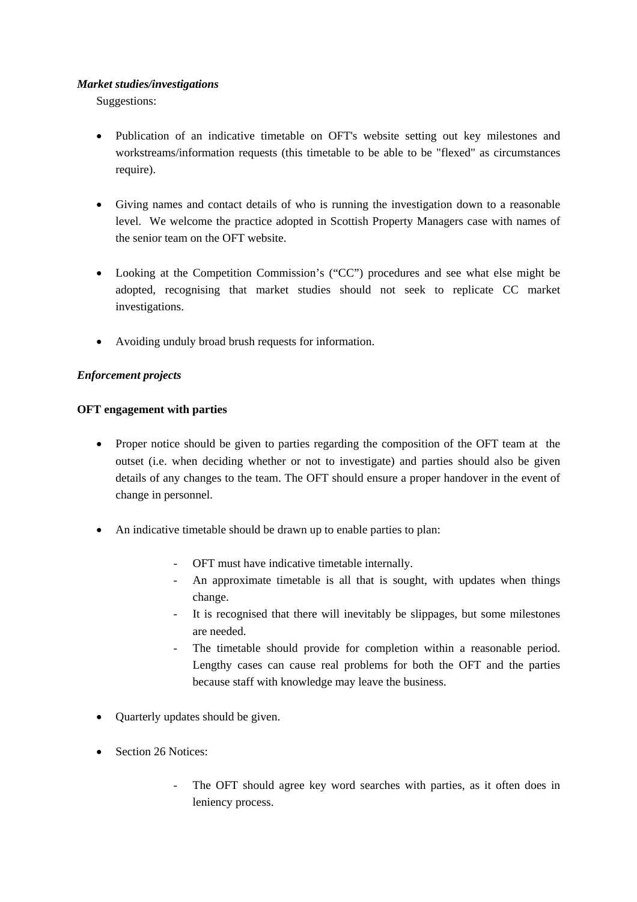***Market studies/investigations***

Suggestions:

- Publication of an indicative timetable on OFT's website setting out key milestones and workstreams/information requests (this timetable to be able to be "flexed" as circumstances require).

- Giving names and contact details of who is running the investigation down to a reasonable level. We welcome the practice adopted in Scottish Property Managers case with names of the senior team on the OFT website.

- Looking at the Competition Commission's ("CC") procedures and see what else might be adopted, recognising that market studies should not seek to replicate CC market investigations.

- Avoiding unduly broad brush requests for information.

***Enforcement projects***

**OFT engagement with parties**

- Proper notice should be given to parties regarding the composition of the OFT team at the outset (i.e. when deciding whether or not to investigate) and parties should also be given details of any changes to the team. The OFT should ensure a proper handover in the event of change in personnel.

- An indicative timetable should be drawn up to enable parties to plan:

  - OFT must have indicative timetable internally.
  - An approximate timetable is all that is sought, with updates when things change.
  - It is recognised that there will inevitably be slippages, but some milestones are needed.
  - The timetable should provide for completion within a reasonable period. Lengthy cases can cause real problems for both the OFT and the parties because staff with knowledge may leave the business.

- Quarterly updates should be given.

- Section 26 Notices:

  - The OFT should agree key word searches with parties, as it often does in leniency process.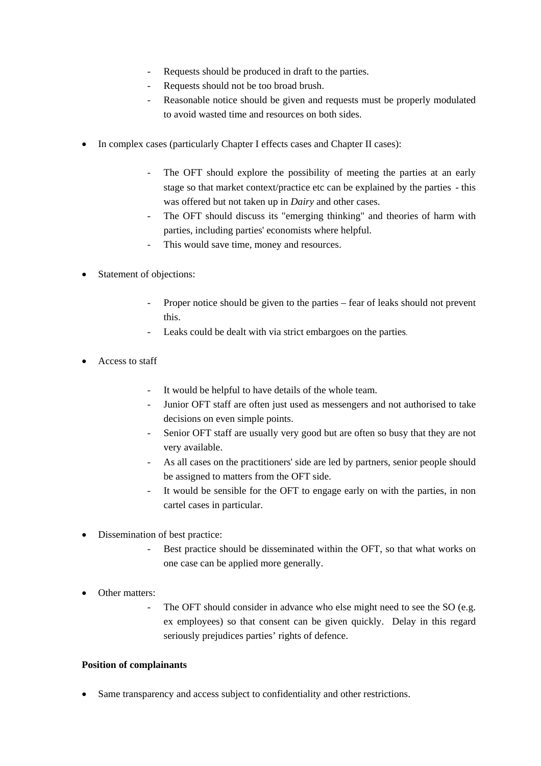- Requests should be produced in draft to the parties.
  - Requests should not be too broad brush.
  - Reasonable notice should be given and requests must be properly modulated to avoid wasted time and resources on both sides.

- In complex cases (particularly Chapter I effects cases and Chapter II cases):

  - The OFT should explore the possibility of meeting the parties at an early stage so that market context/practice etc can be explained by the parties - this was offered but not taken up in *Dairy* and other cases.
  - The OFT should discuss its "emerging thinking" and theories of harm with parties, including parties' economists where helpful.
  - This would save time, money and resources.

- Statement of objections:

  - Proper notice should be given to the parties – fear of leaks should not prevent this.
  - Leaks could be dealt with via strict embargoes on the parties.

- Access to staff

  - It would be helpful to have details of the whole team.
  - Junior OFT staff are often just used as messengers and not authorised to take decisions on even simple points.
  - Senior OFT staff are usually very good but are often so busy that they are not very available.
  - As all cases on the practitioners' side are led by partners, senior people should be assigned to matters from the OFT side.
  - It would be sensible for the OFT to engage early on with the parties, in non cartel cases in particular.

- Dissemination of best practice:
  - Best practice should be disseminated within the OFT, so that what works on one case can be applied more generally.

- Other matters:
  - The OFT should consider in advance who else might need to see the SO (e.g. ex employees) so that consent can be given quickly. Delay in this regard seriously prejudices parties' rights of defence.

**Position of complainants**

- Same transparency and access subject to confidentiality and other restrictions.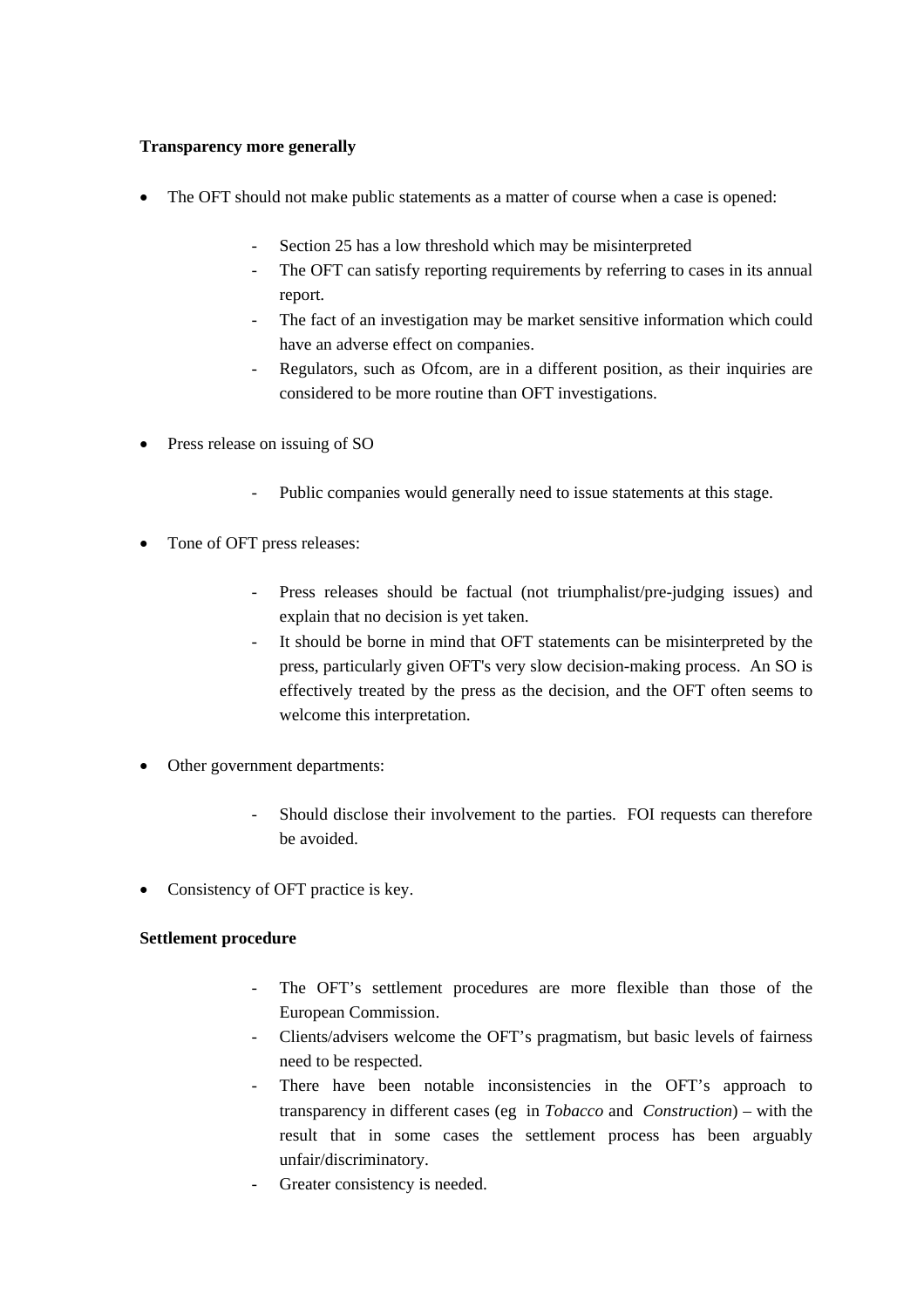**Transparency more generally**

- The OFT should not make public statements as a matter of course when a case is opened:
    - Section 25 has a low threshold which may be misinterpreted
    - The OFT can satisfy reporting requirements by referring to cases in its annual report.
    - The fact of an investigation may be market sensitive information which could have an adverse effect on companies.
    - Regulators, such as Ofcom, are in a different position, as their inquiries are considered to be more routine than OFT investigations.

- Press release on issuing of SO
    - Public companies would generally need to issue statements at this stage.

- Tone of OFT press releases:
    - Press releases should be factual (not triumphalist/pre-judging issues) and explain that no decision is yet taken.
    - It should be borne in mind that OFT statements can be misinterpreted by the press, particularly given OFT's very slow decision-making process. An SO is effectively treated by the press as the decision, and the OFT often seems to welcome this interpretation.

- Other government departments:
    - Should disclose their involvement to the parties. FOI requests can therefore be avoided.

- Consistency of OFT practice is key.

**Settlement procedure**

- The OFT's settlement procedures are more flexible than those of the European Commission.
- Clients/advisers welcome the OFT's pragmatism, but basic levels of fairness need to be respected.
- There have been notable inconsistencies in the OFT's approach to transparency in different cases (eg in *Tobacco* and *Construction*) – with the result that in some cases the settlement process has been arguably unfair/discriminatory.
- Greater consistency is needed.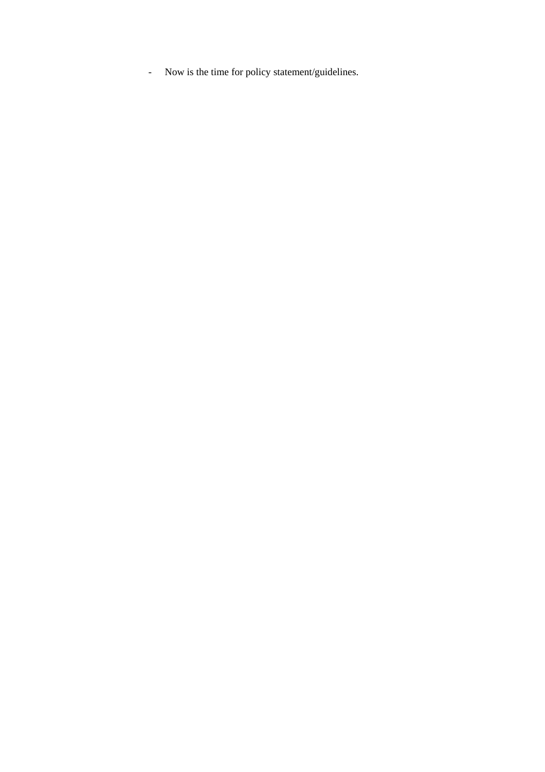- Now is the time for policy statement/guidelines.